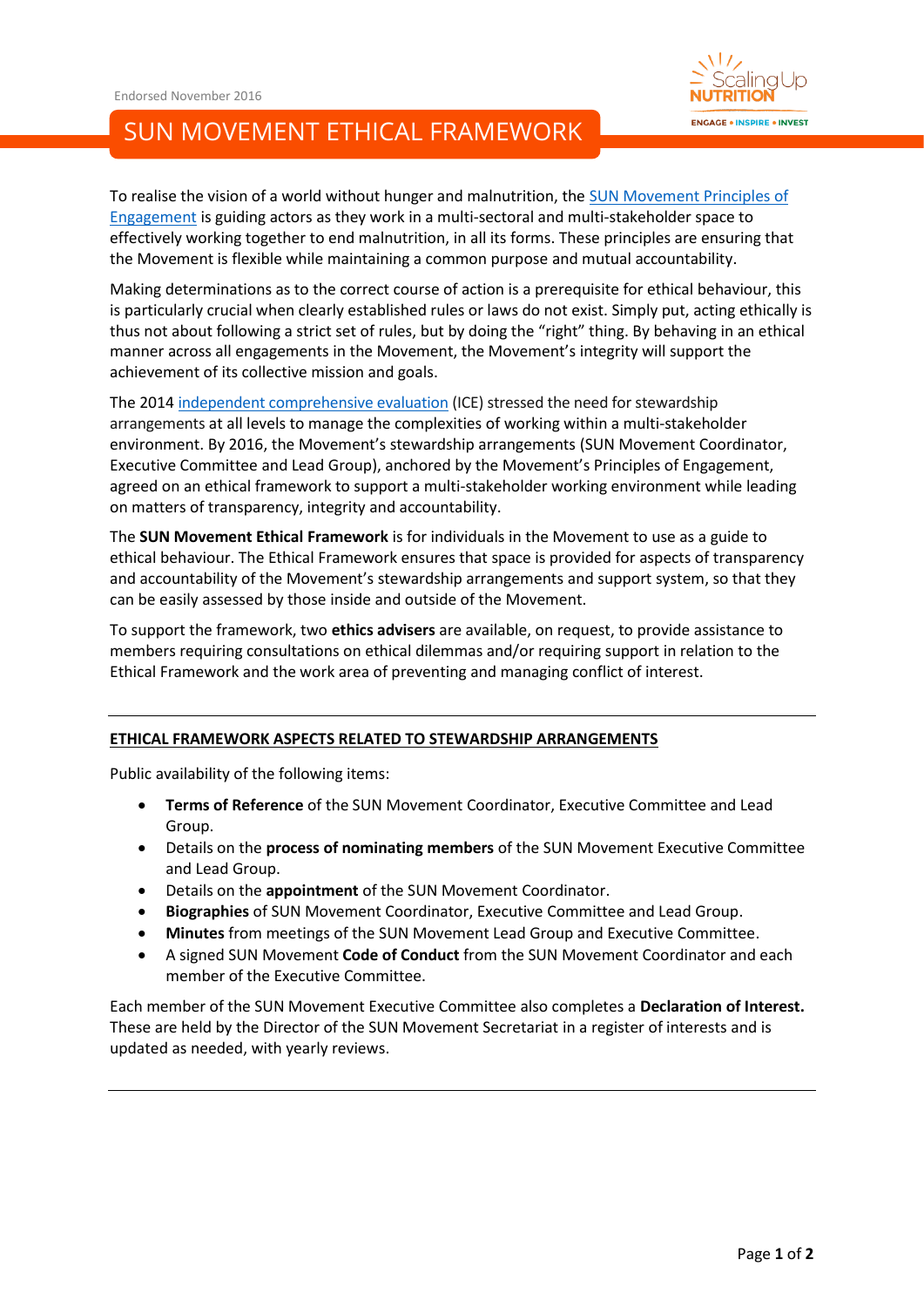Endorsed November 2016

# SUN MOVEMENT ETHICAL FRAMEWORK

To realise the vision of a world without hunger and malnutrition, the [SUN Movement Principles of Engagement](#) is guiding actors as they work in a multi-sectoral and multi-stakeholder space to effectively working together to end malnutrition, in all its forms. These principles are ensuring that the Movement is flexible while maintaining a common purpose and mutual accountability.

Making determinations as to the correct course of action is a prerequisite for ethical behaviour, this is particularly crucial when clearly established rules or laws do not exist. Simply put, acting ethically is thus not about following a strict set of rules, but by doing the "right" thing. By behaving in an ethical manner across all engagements in the Movement, the Movement's integrity will support the achievement of its collective mission and goals.

The 2014 [independent comprehensive evaluation](#) (ICE) stressed the need for stewardship arrangements at all levels to manage the complexities of working within a multi-stakeholder environment. By 2016, the Movement's stewardship arrangements (SUN Movement Coordinator, Executive Committee and Lead Group), anchored by the Movement's Principles of Engagement, agreed on an ethical framework to support a multi-stakeholder working environment while leading on matters of transparency, integrity and accountability.

The **SUN Movement Ethical Framework** is for individuals in the Movement to use as a guide to ethical behaviour. The Ethical Framework ensures that space is provided for aspects of transparency and accountability of the Movement's stewardship arrangements and support system, so that they can be easily assessed by those inside and outside of the Movement.

To support the framework, two **ethics advisers** are available, on request, to provide assistance to members requiring consultations on ethical dilemmas and/or requiring support in relation to the Ethical Framework and the work area of preventing and managing conflict of interest.

---

## ETHICAL FRAMEWORK ASPECTS RELATED TO STEWARDSHIP ARRANGEMENTS

Public availability of the following items:

- **Terms of Reference** of the SUN Movement Coordinator, Executive Committee and Lead Group.
- Details on the **process of nominating members** of the SUN Movement Executive Committee and Lead Group.
- Details on the **appointment** of the SUN Movement Coordinator.
- **Biographies** of SUN Movement Coordinator, Executive Committee and Lead Group.
- **Minutes** from meetings of the SUN Movement Lead Group and Executive Committee.
- A signed SUN Movement **Code of Conduct** from the SUN Movement Coordinator and each member of the Executive Committee.

Each member of the SUN Movement Executive Committee also completes a **Declaration of Interest.** These are held by the Director of the SUN Movement Secretariat in a register of interests and is updated as needed, with yearly reviews.

---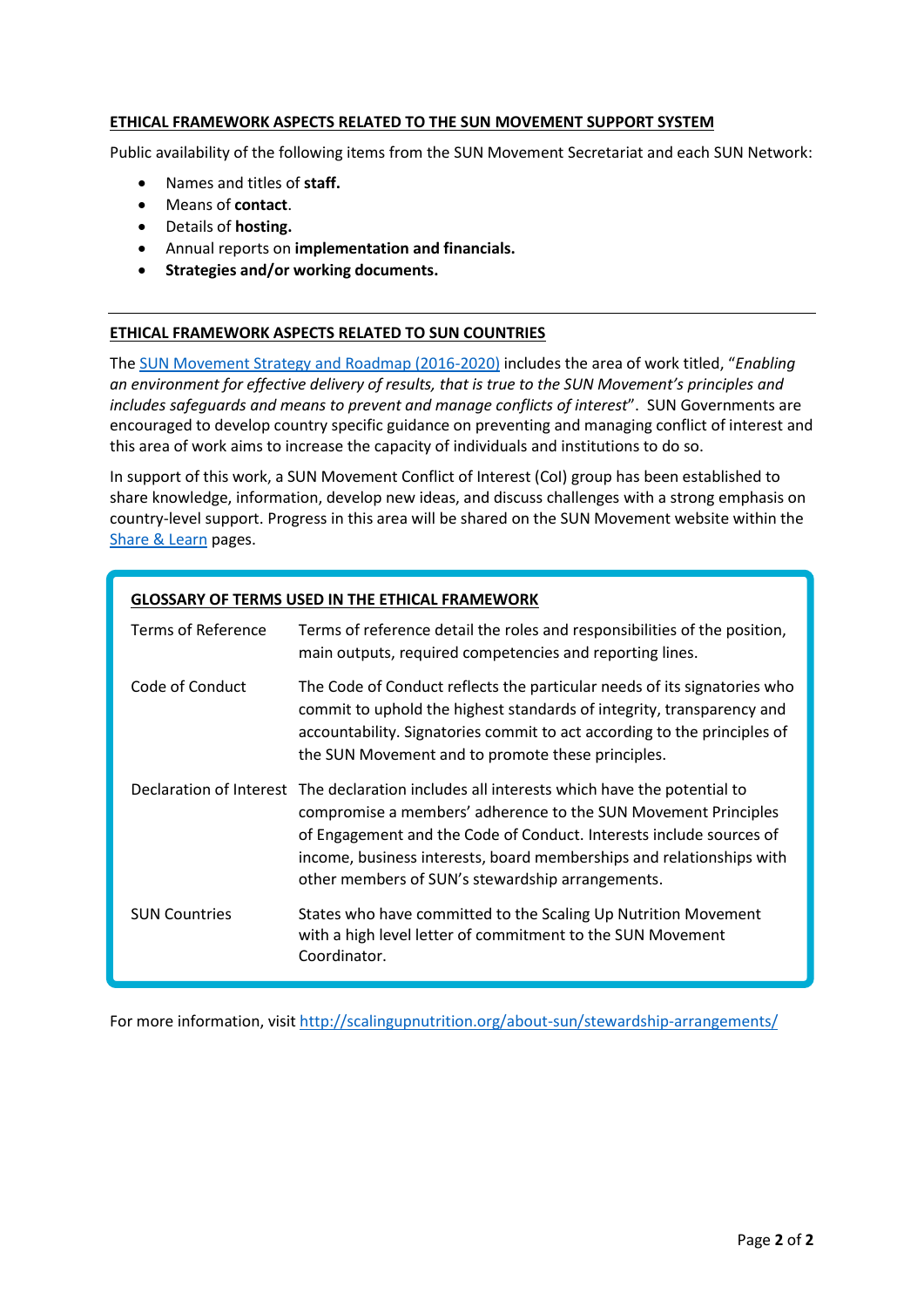## ETHICAL FRAMEWORK ASPECTS RELATED TO THE SUN MOVEMENT SUPPORT SYSTEM

Public availability of the following items from the SUN Movement Secretariat and each SUN Network:

- Names and titles of **staff.**
- Means of **contact**.
- Details of **hosting.**
- Annual reports on **implementation and financials.**
- **Strategies and/or working documents.**

---

## ETHICAL FRAMEWORK ASPECTS RELATED TO SUN COUNTRIES

The SUN Movement Strategy and Roadmap (2016-2020) includes the area of work titled, "*Enabling an environment for effective delivery of results, that is true to the SUN Movement's principles and includes safeguards and means to prevent and manage conflicts of interest*". SUN Governments are encouraged to develop country specific guidance on preventing and managing conflict of interest and this area of work aims to increase the capacity of individuals and institutions to do so.

In support of this work, a SUN Movement Conflict of Interest (CoI) group has been established to share knowledge, information, develop new ideas, and discuss challenges with a strong emphasis on country-level support. Progress in this area will be shared on the SUN Movement website within the Share & Learn pages.

## GLOSSARY OF TERMS USED IN THE ETHICAL FRAMEWORK

| | |
|---|---|
| Terms of Reference | Terms of reference detail the roles and responsibilities of the position, main outputs, required competencies and reporting lines. |
| Code of Conduct | The Code of Conduct reflects the particular needs of its signatories who commit to uphold the highest standards of integrity, transparency and accountability. Signatories commit to act according to the principles of the SUN Movement and to promote these principles. |
| Declaration of Interest | The declaration includes all interests which have the potential to compromise a members' adherence to the SUN Movement Principles of Engagement and the Code of Conduct. Interests include sources of income, business interests, board memberships and relationships with other members of SUN's stewardship arrangements. |
| SUN Countries | States who have committed to the Scaling Up Nutrition Movement with a high level letter of commitment to the SUN Movement Coordinator. |

For more information, visit http://scalingupnutrition.org/about-sun/stewardship-arrangements/